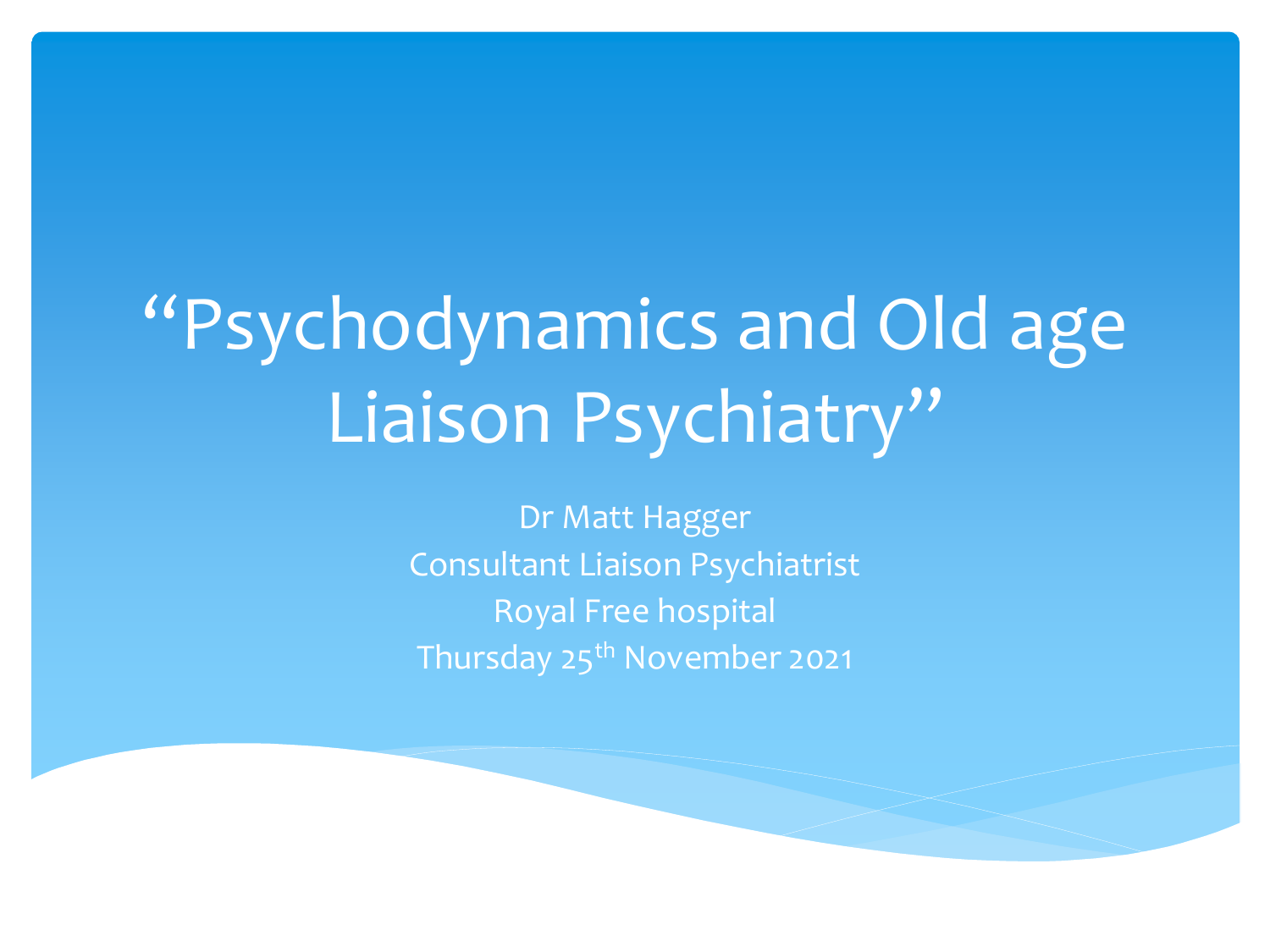# “Psychodynamics and Old age Liaison Psychiatry”

Dr Matt Hagger

Consultant Liaison Psychiatrist

Royal Free hospital

Thursday 25th November 2021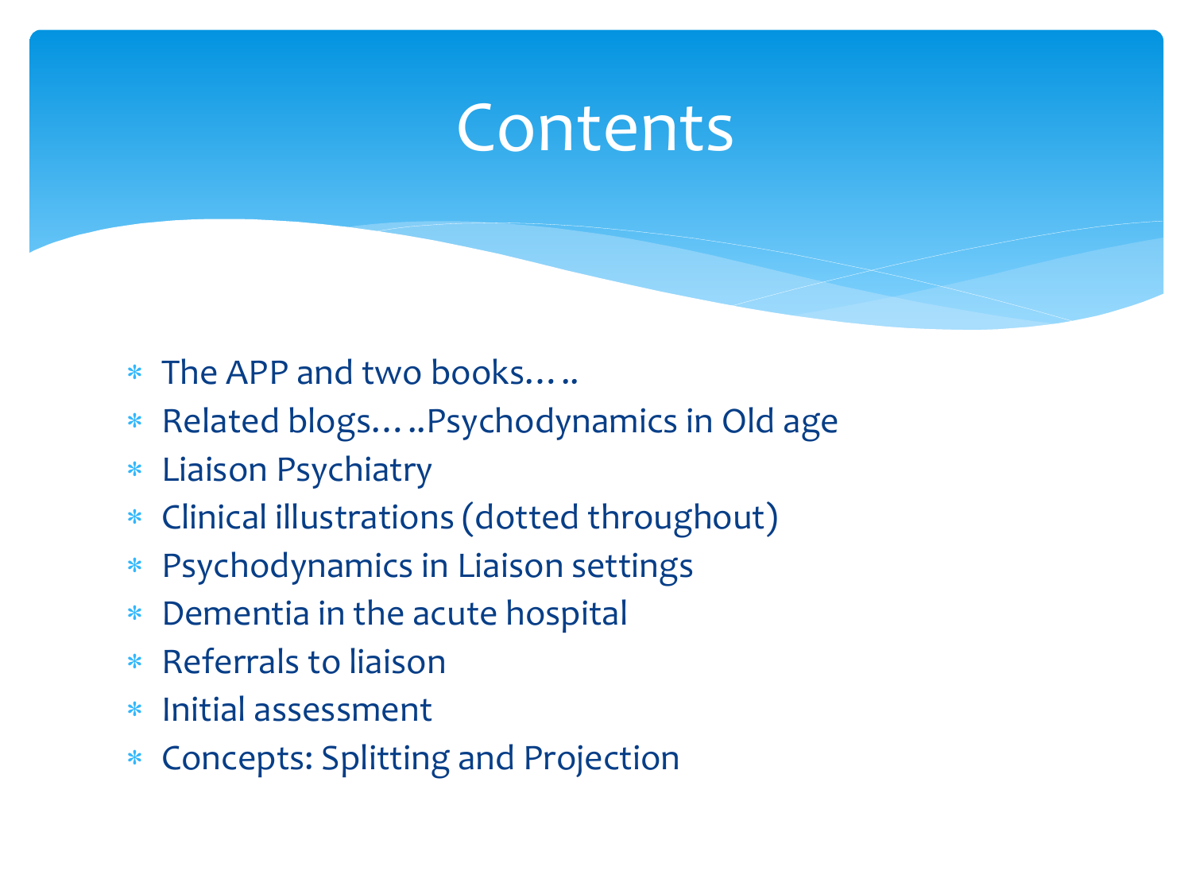# Contents

- The APP and two books…..
- Related blogs…..Psychodynamics in Old age
- Liaison Psychiatry
- Clinical illustrations (dotted throughout)
- Psychodynamics in Liaison settings
- Dementia in the acute hospital
- Referrals to liaison
- Initial assessment
- Concepts: Splitting and Projection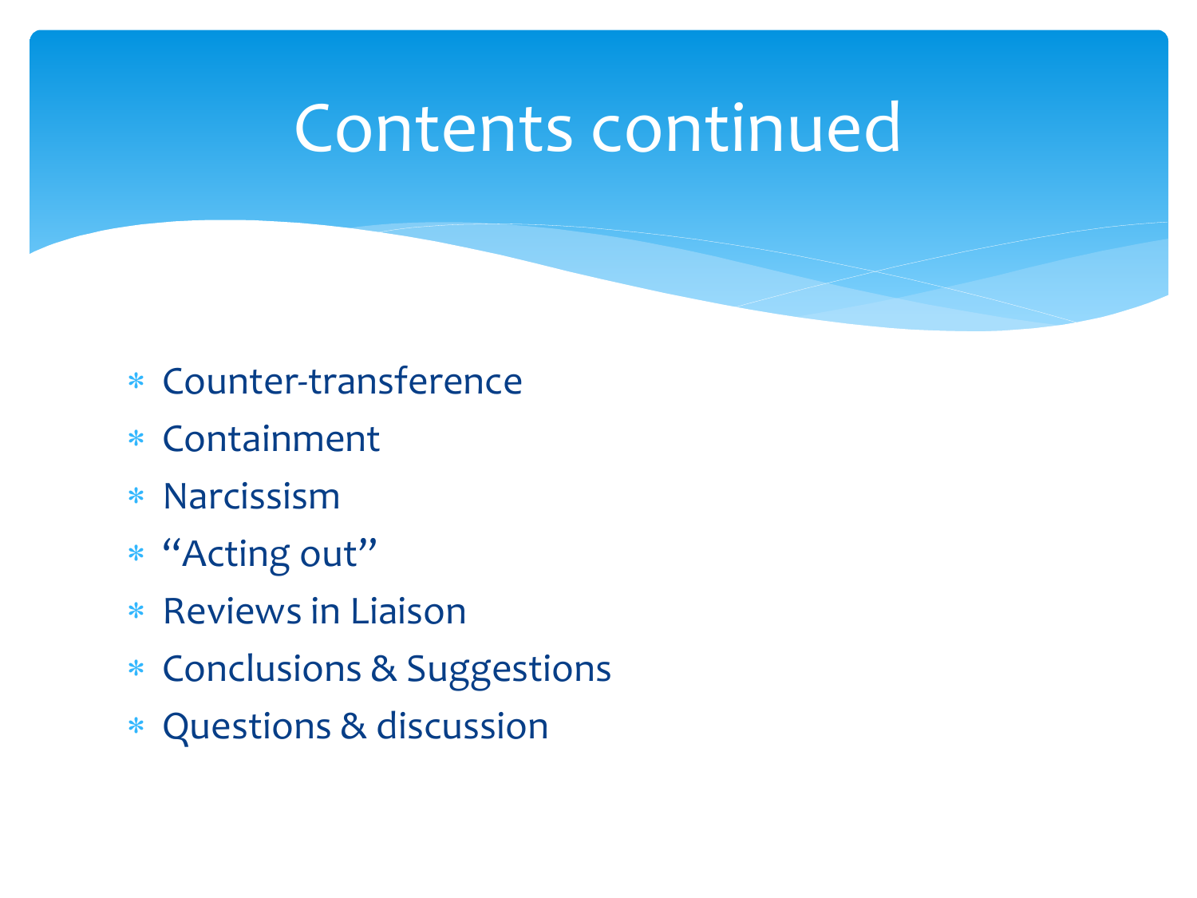# Contents continued

* Counter-transference
* Containment
* Narcissism
* "Acting out"
* Reviews in Liaison
* Conclusions & Suggestions
* Questions & discussion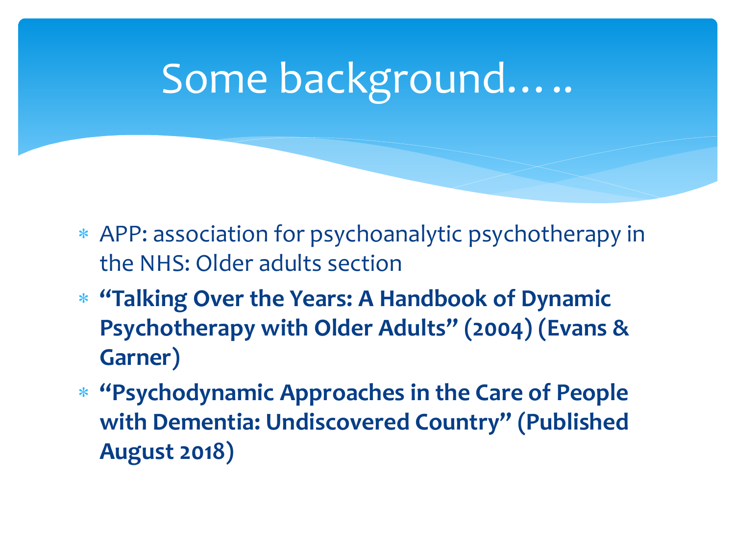# Some background…..

- APP: association for psychoanalytic psychotherapy in the NHS: Older adults section
- **"Talking Over the Years: A Handbook of Dynamic Psychotherapy with Older Adults" (2004) (Evans & Garner)**
- **"Psychodynamic Approaches in the Care of People with Dementia: Undiscovered Country" (Published August 2018)**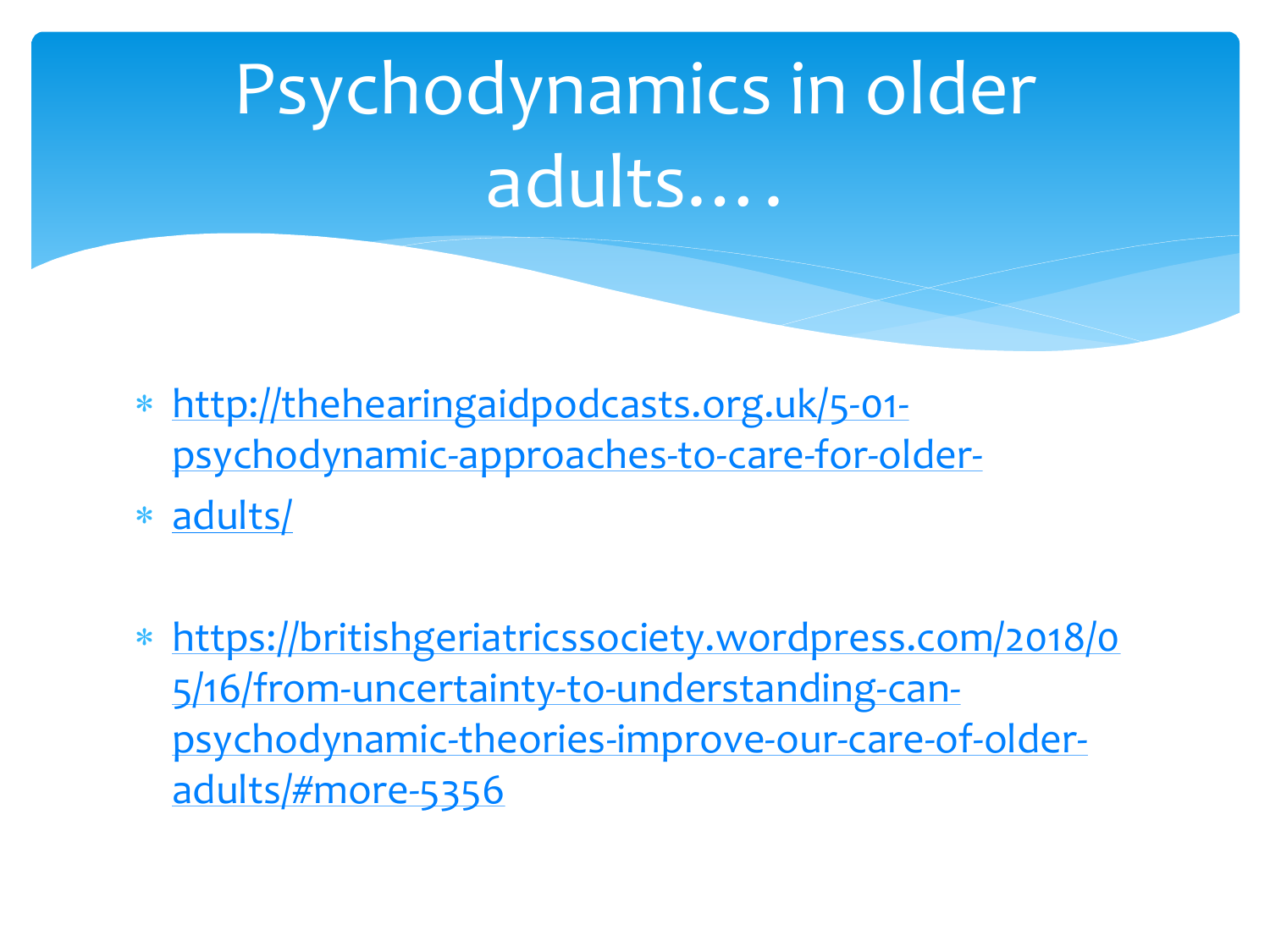# Psychodynamics in older adults….

- http://thehearingaidpodcasts.org.uk/5-01-psychodynamic-approaches-to-care-for-older-
- adults/

- https://britishgeriatricssociety.wordpress.com/2018/05/16/from-uncertainty-to-understanding-can-psychodynamic-theories-improve-our-care-of-older-adults/#more-5356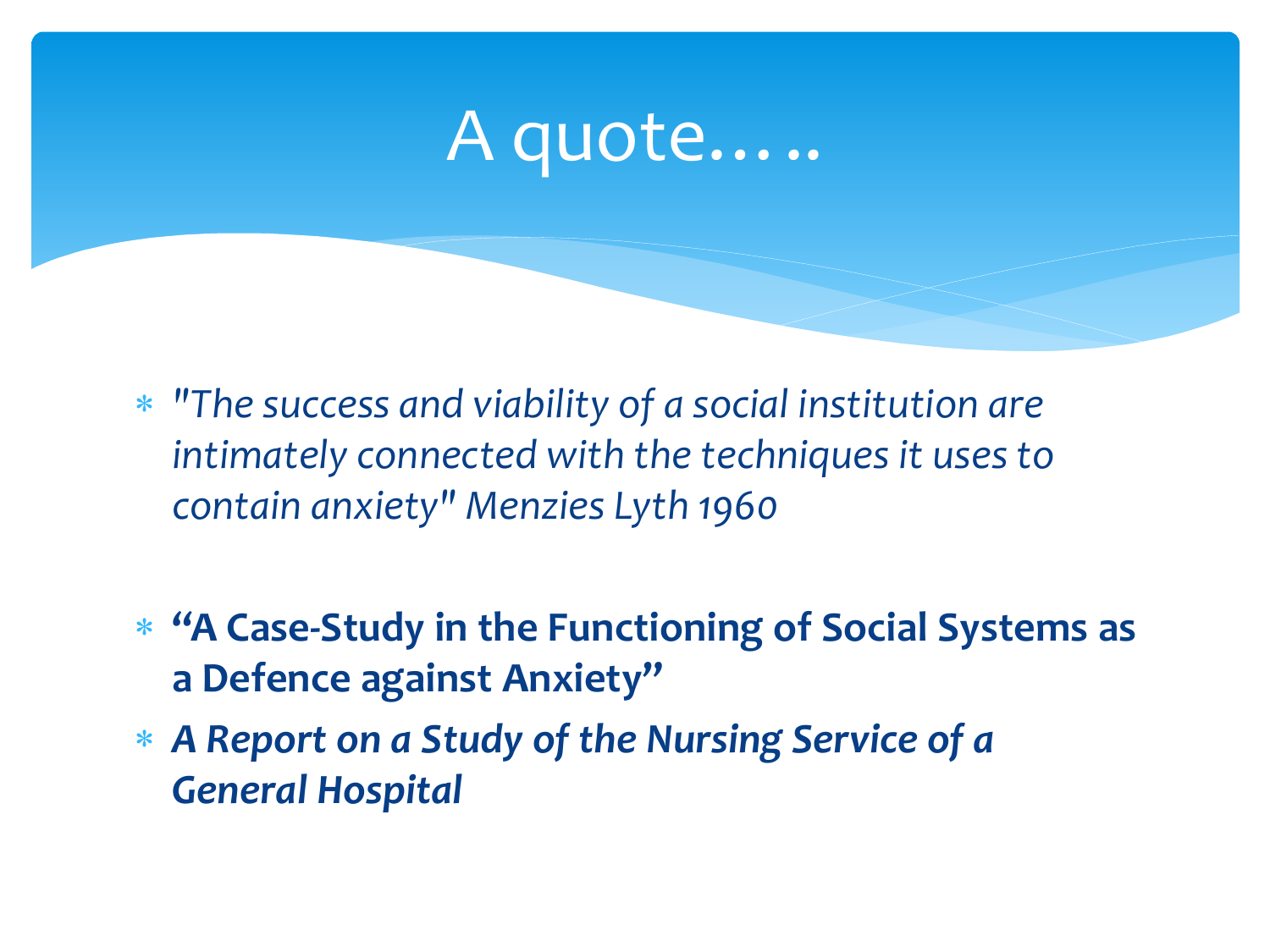# A quote…..

- *"The success and viability of a social institution are intimately connected with the techniques it uses to contain anxiety" Menzies Lyth 1960*

- **"A Case-Study in the Functioning of Social Systems as a Defence against Anxiety"**
- ***A Report on a Study of the Nursing Service of a General Hospital***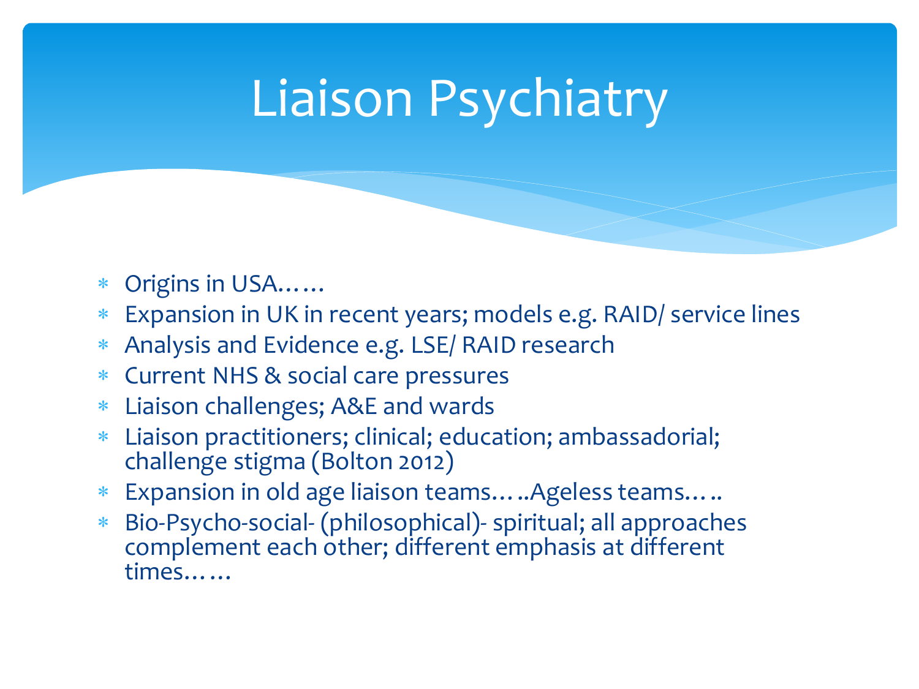# Liaison Psychiatry

- Origins in USA……
- Expansion in UK in recent years; models e.g. RAID/ service lines
- Analysis and Evidence e.g. LSE/ RAID research
- Current NHS & social care pressures
- Liaison challenges; A&E and wards
- Liaison practitioners; clinical; education; ambassadorial; challenge stigma (Bolton 2012)
- Expansion in old age liaison teams…..Ageless teams…..
- Bio-Psycho-social- (philosophical)- spiritual; all approaches complement each other; different emphasis at different times……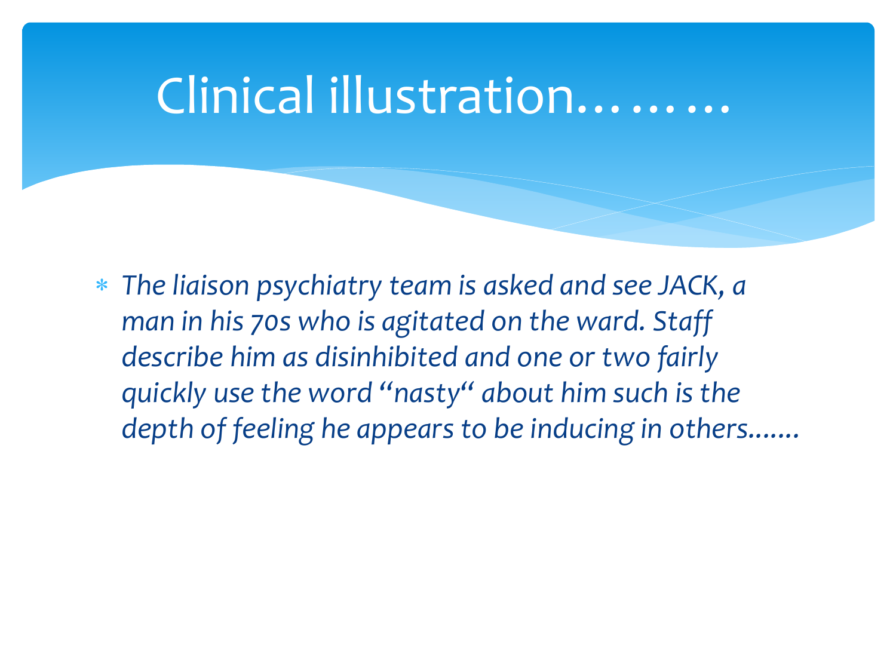# Clinical illustration………

* *The liaison psychiatry team is asked and see JACK, a man in his 70s who is agitated on the ward. Staff describe him as disinhibited and one or two fairly quickly use the word "nasty" about him such is the depth of feeling he appears to be inducing in others…….*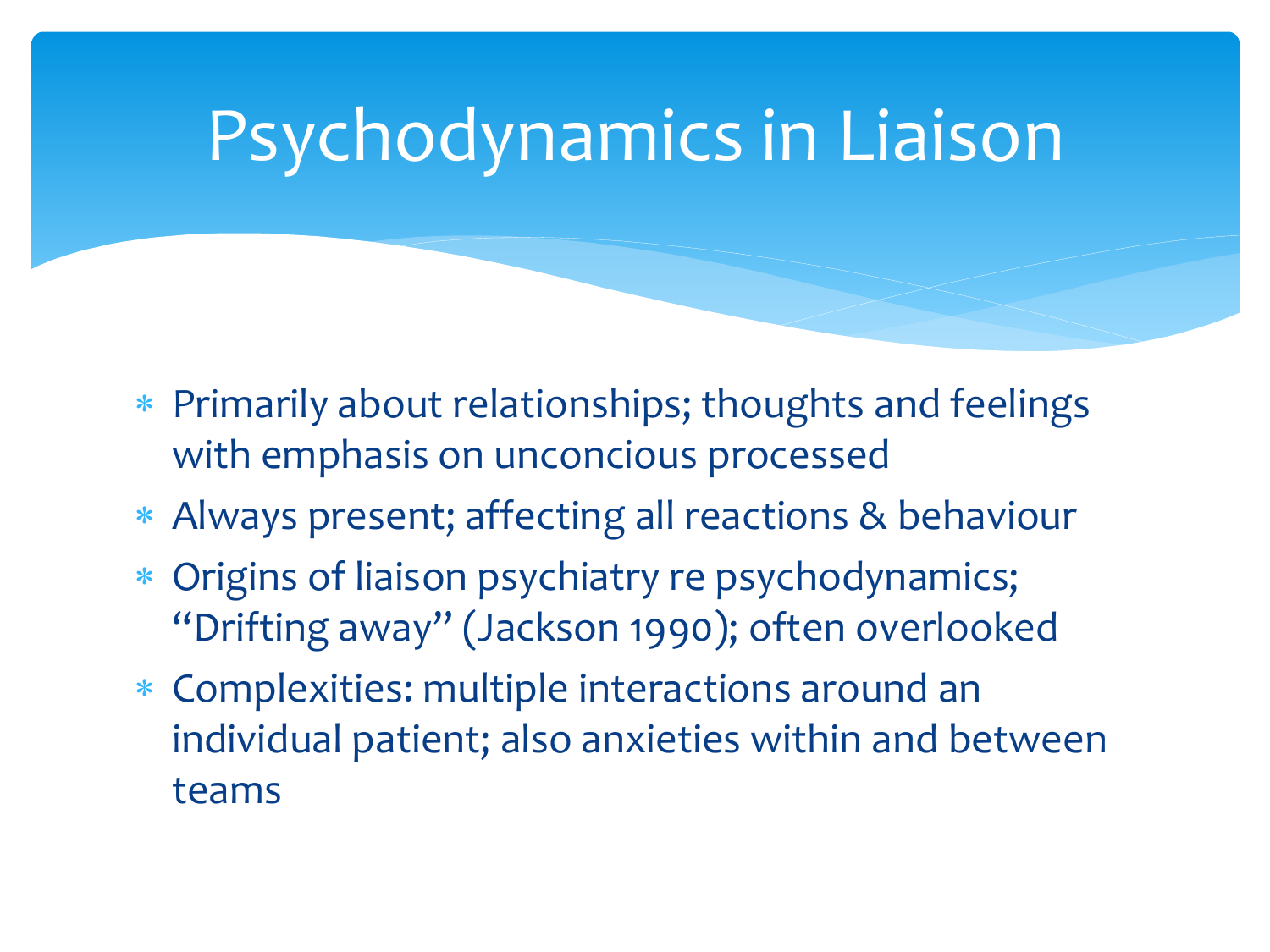# Psychodynamics in Liaison

- Primarily about relationships; thoughts and feelings with emphasis on unconcious processed
- Always present; affecting all reactions & behaviour
- Origins of liaison psychiatry re psychodynamics; "Drifting away" (Jackson 1990); often overlooked
- Complexities: multiple interactions around an individual patient; also anxieties within and between teams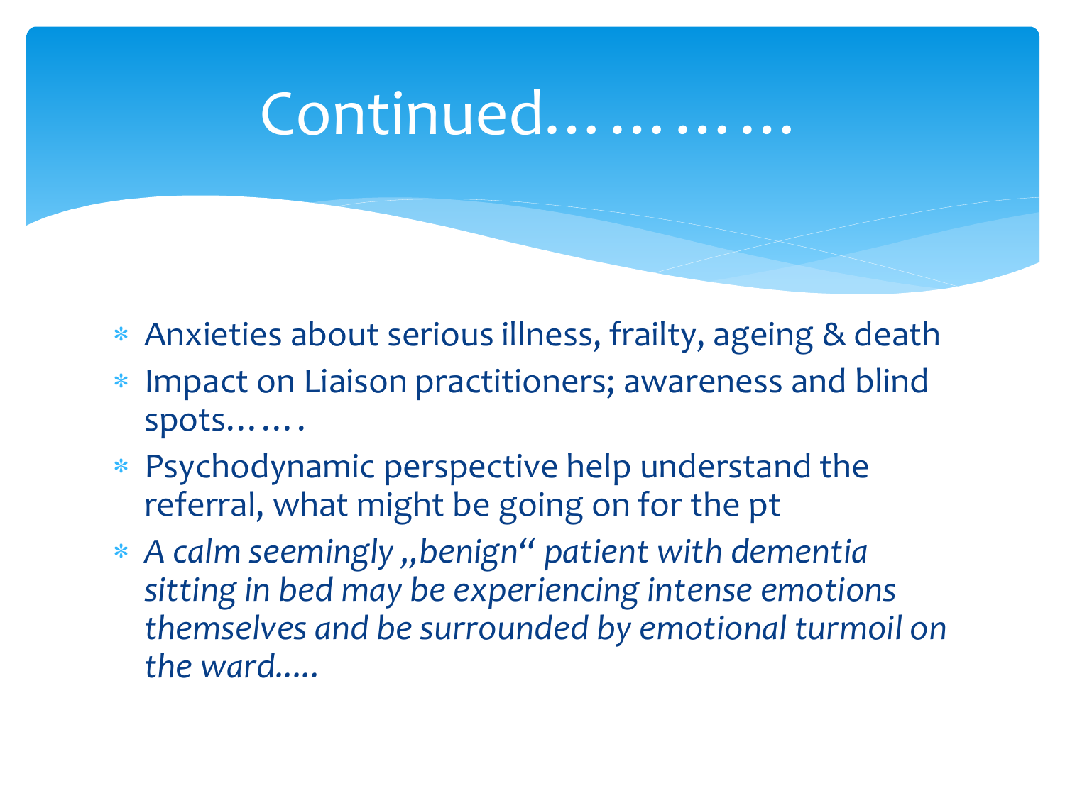# Continued…………

* Anxieties about serious illness, frailty, ageing & death
* Impact on Liaison practitioners; awareness and blind spots…….
* Psychodynamic perspective help understand the referral, what might be going on for the pt
* *A calm seemingly „benign" patient with dementia sitting in bed may be experiencing intense emotions themselves and be surrounded by emotional turmoil on the ward…..*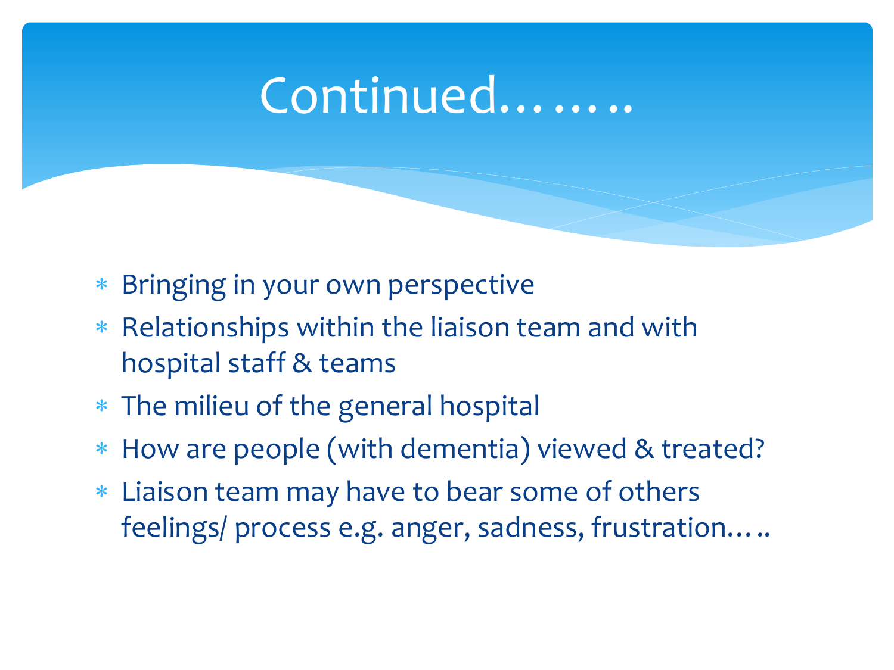# Continued……..

- Bringing in your own perspective
- Relationships within the liaison team and with hospital staff & teams
- The milieu of the general hospital
- How are people (with dementia) viewed & treated?
- Liaison team may have to bear some of others feelings/ process e.g. anger, sadness, frustration…..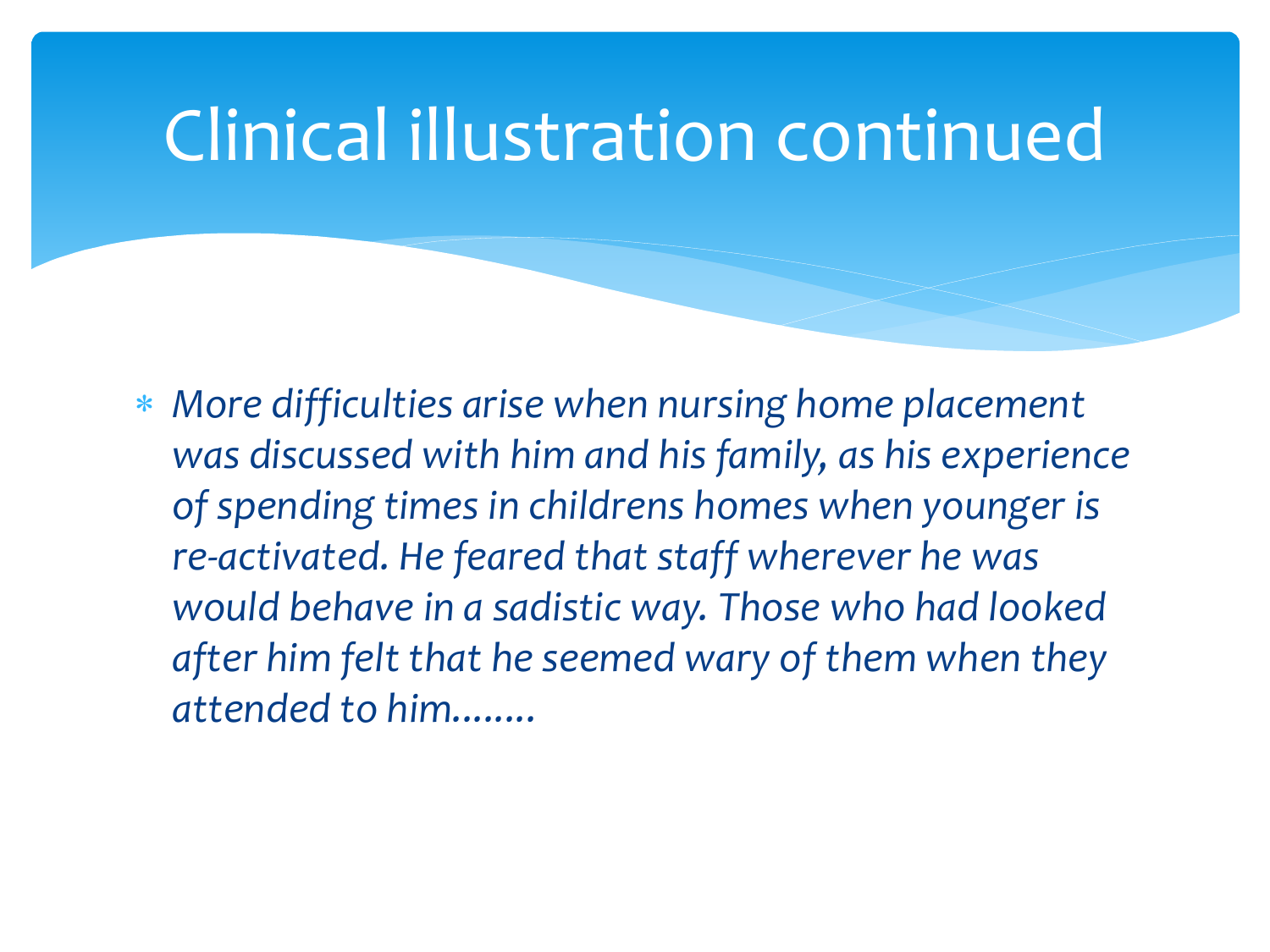# Clinical illustration continued

* *More difficulties arise when nursing home placement was discussed with him and his family, as his experience of spending times in childrens homes when younger is re-activated. He feared that staff wherever he was would behave in a sadistic way. Those who had looked after him felt that he seemed wary of them when they attended to him……..*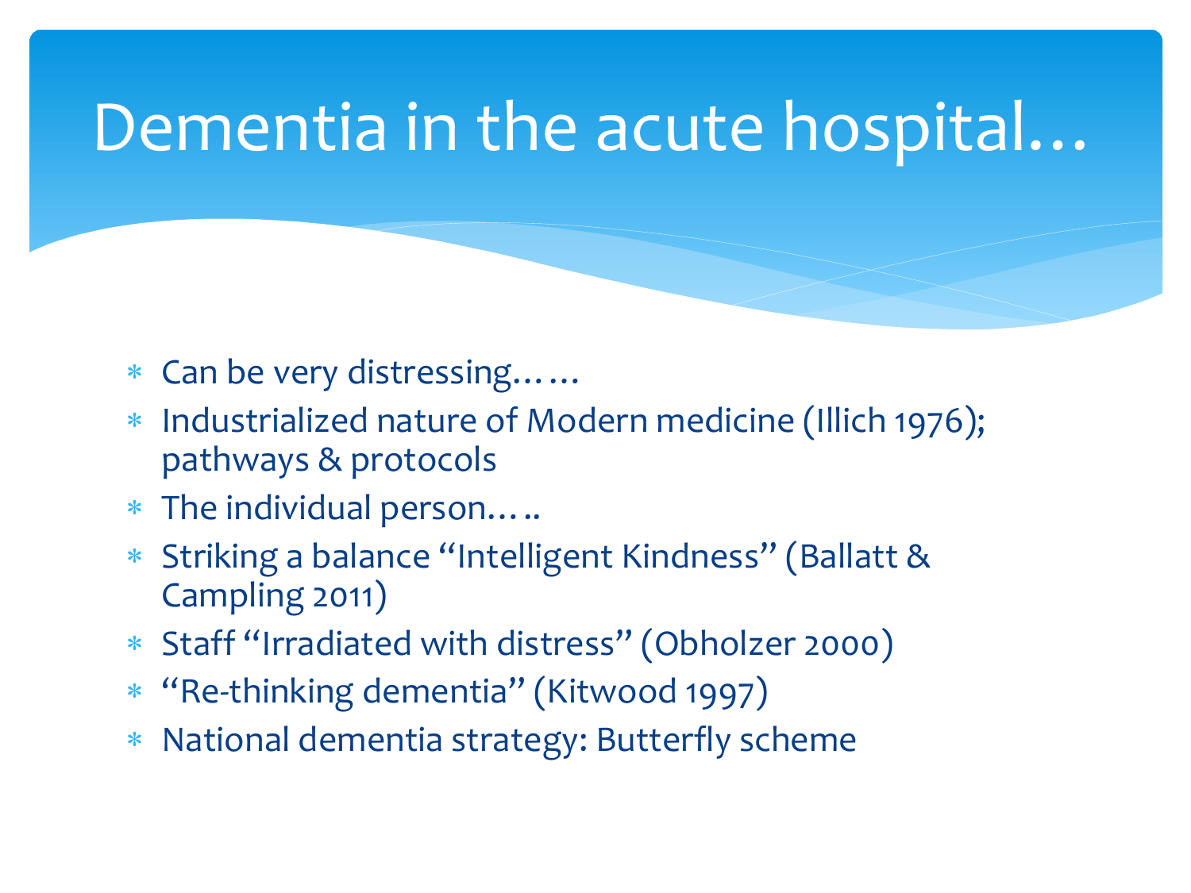# Dementia in the acute hospital…

- Can be very distressing……
- Industrialized nature of Modern medicine (Illich 1976); pathways & protocols
- The individual person…..
- Striking a balance “Intelligent Kindness” (Ballatt & Campling 2011)
- Staff “Irradiated with distress” (Obholzer 2000)
- “Re-thinking dementia” (Kitwood 1997)
- National dementia strategy: Butterfly scheme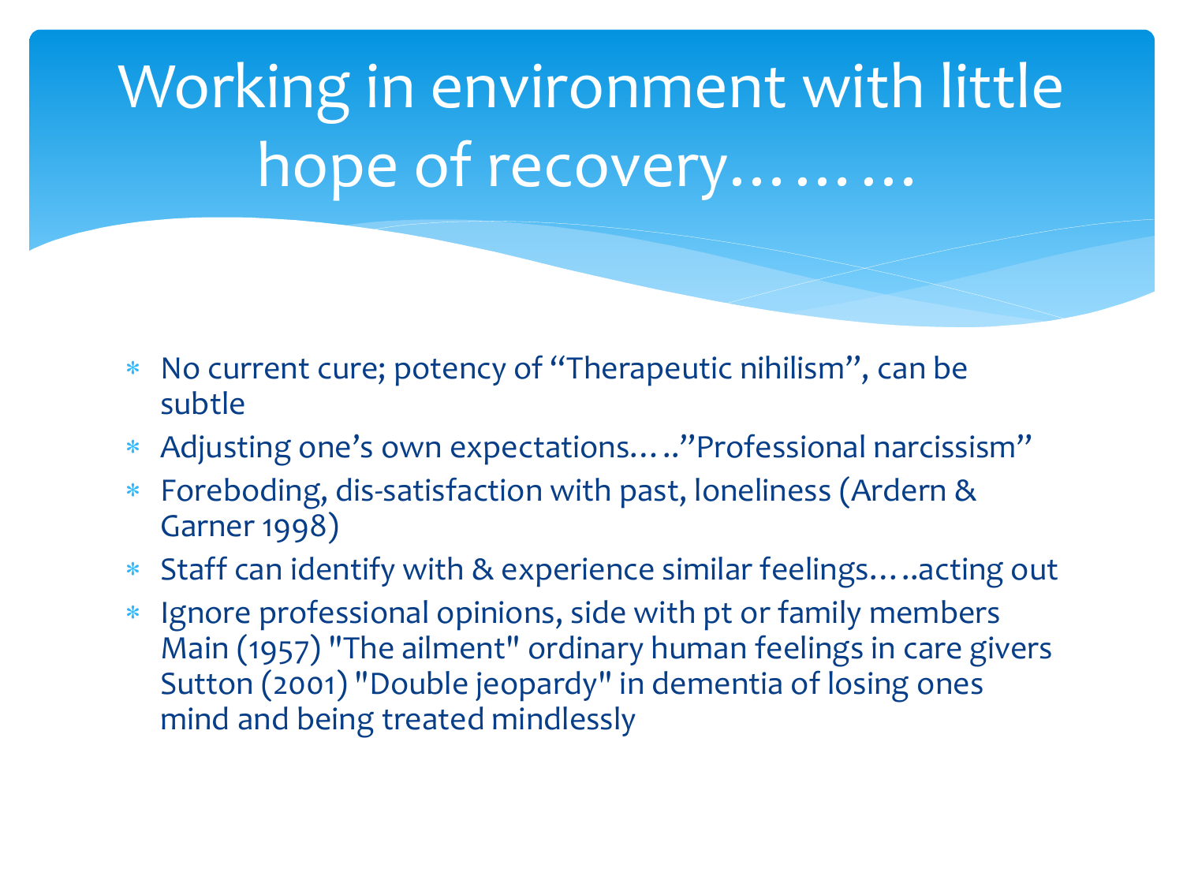# Working in environment with little hope of recovery………

- No current cure; potency of "Therapeutic nihilism", can be subtle
- Adjusting one's own expectations….."Professional narcissism"
- Foreboding, dis-satisfaction with past, loneliness (Ardern & Garner 1998)
- Staff can identify with & experience similar feelings…..acting out
- Ignore professional opinions, side with pt or family members Main (1957) "The ailment" ordinary human feelings in care givers Sutton (2001) "Double jeopardy" in dementia of losing ones mind and being treated mindlessly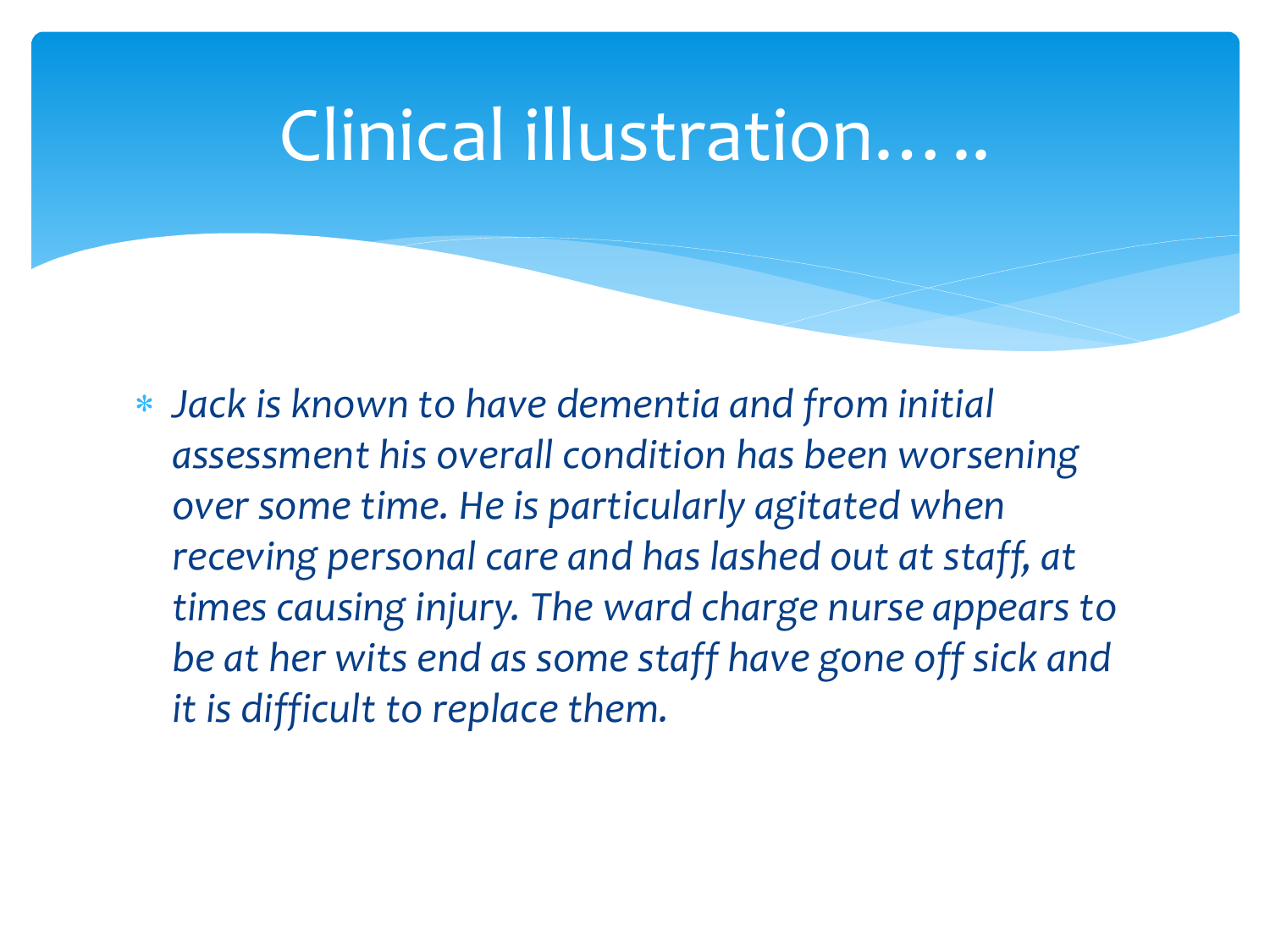# Clinical illustration…..

* *Jack is known to have dementia and from initial assessment his overall condition has been worsening over some time. He is particularly agitated when receving personal care and has lashed out at staff, at times causing injury. The ward charge nurse appears to be at her wits end as some staff have gone off sick and it is difficult to replace them.*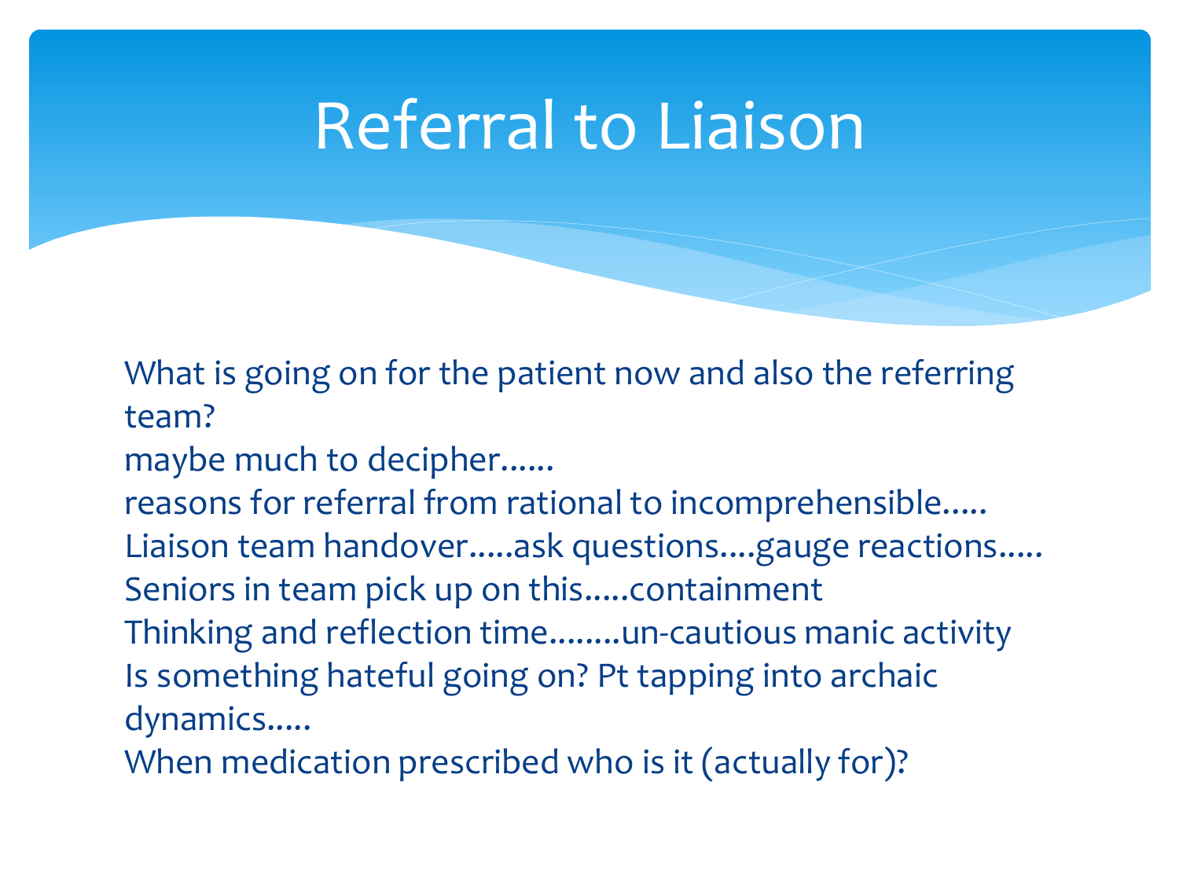# Referral to Liaison

What is going on for the patient now and also the referring team?

maybe much to decipher......

reasons for referral from rational to incomprehensible.....

Liaison team handover.....ask questions....gauge reactions.....

Seniors in team pick up on this.....containment

Thinking and reflection time........un-cautious manic activity

Is something hateful going on? Pt tapping into archaic dynamics.....

When medication prescribed who is it (actually for)?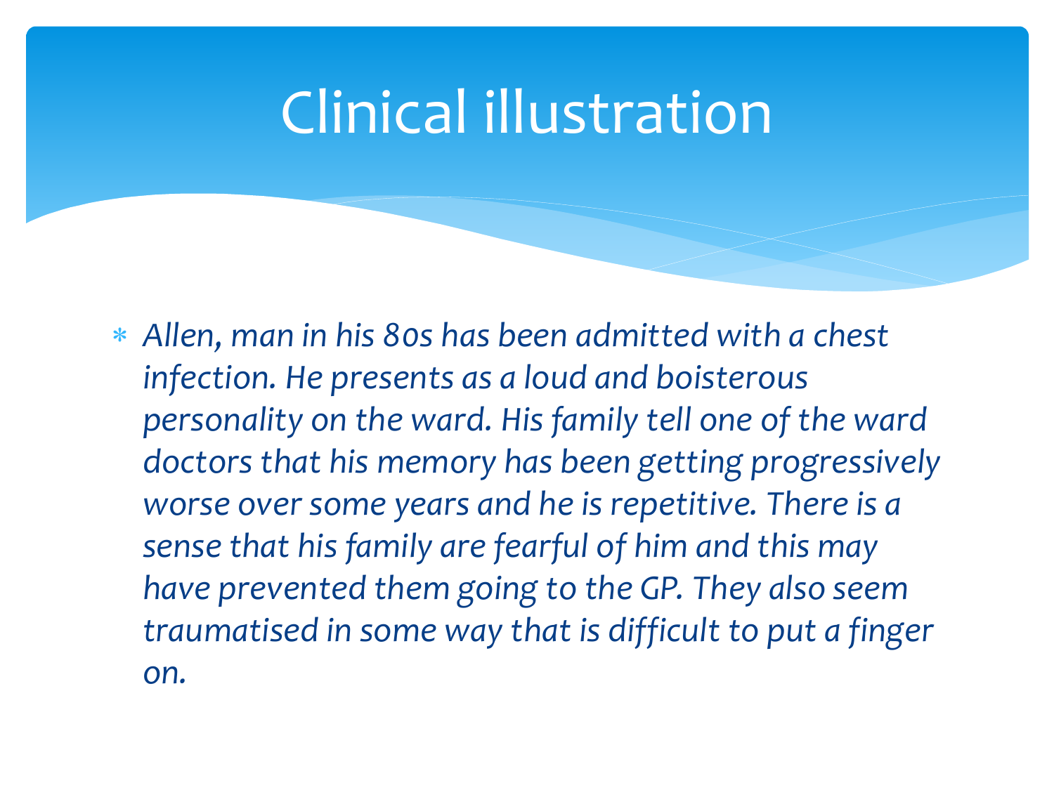# Clinical illustration

* *Allen, man in his 80s has been admitted with a chest infection. He presents as a loud and boisterous personality on the ward. His family tell one of the ward doctors that his memory has been getting progressively worse over some years and he is repetitive. There is a sense that his family are fearful of him and this may have prevented them going to the GP. They also seem traumatised in some way that is difficult to put a finger on.*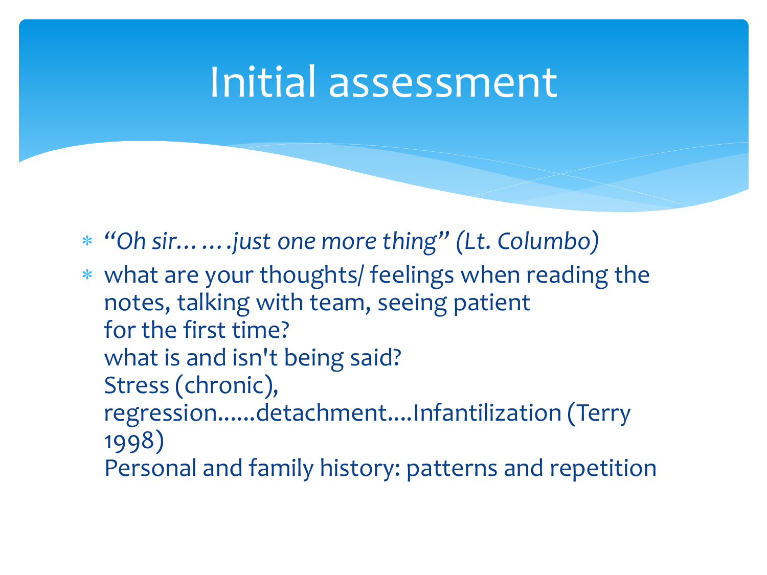# Initial assessment

- *"Oh sir…….just one more thing" (Lt. Columbo)*
- what are your thoughts/ feelings when reading the notes, talking with team, seeing patient for the first time?
  what is and isn't being said?
  Stress (chronic),
  regression......detachment....Infantilization (Terry 1998)
  Personal and family history: patterns and repetition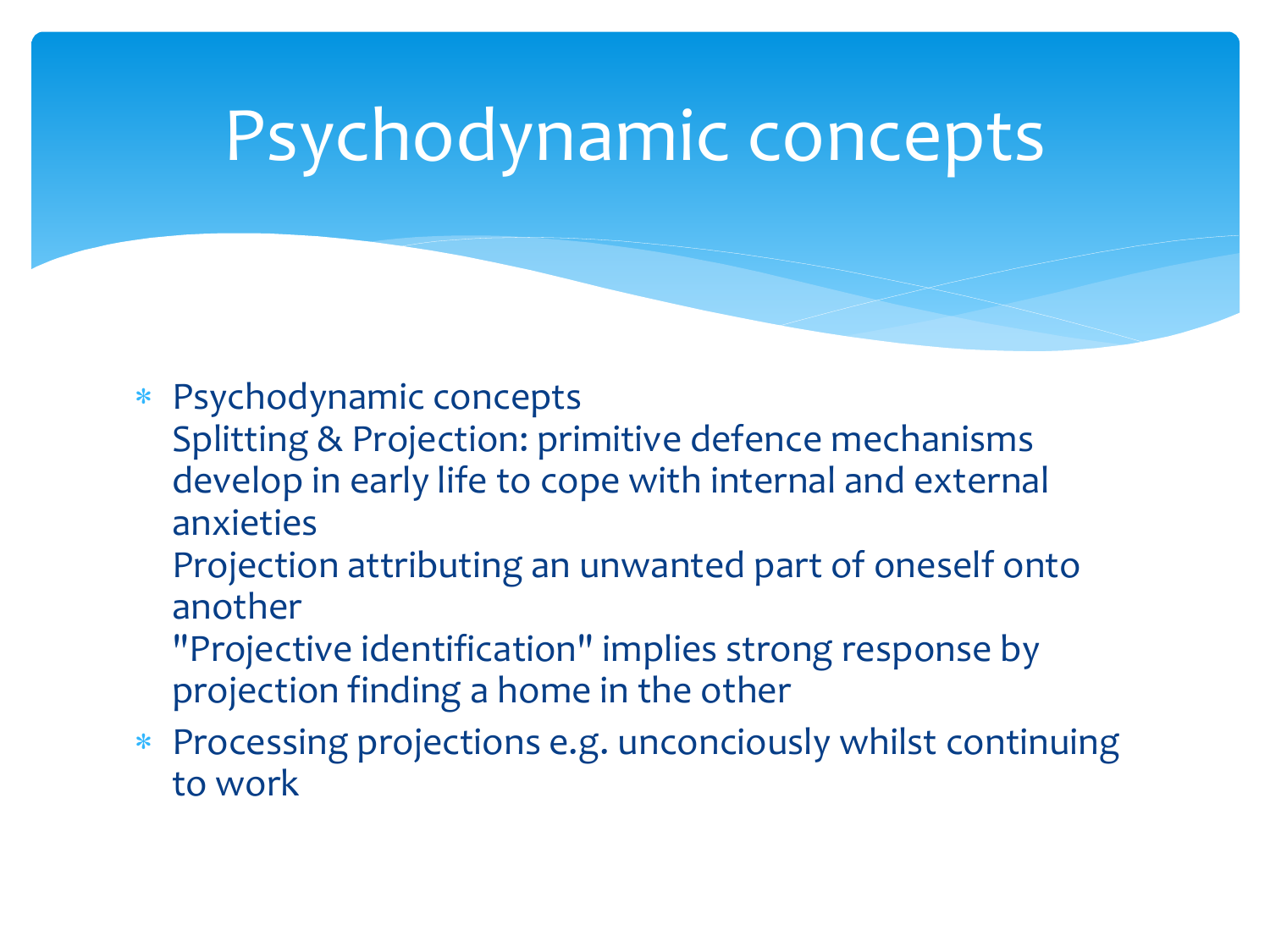# Psychodynamic concepts

- Psychodynamic concepts
  Splitting & Projection: primitive defence mechanisms develop in early life to cope with internal and external anxieties
  Projection attributing an unwanted part of oneself onto another
  "Projective identification" implies strong response by projection finding a home in the other
- Processing projections e.g. unconciously whilst continuing to work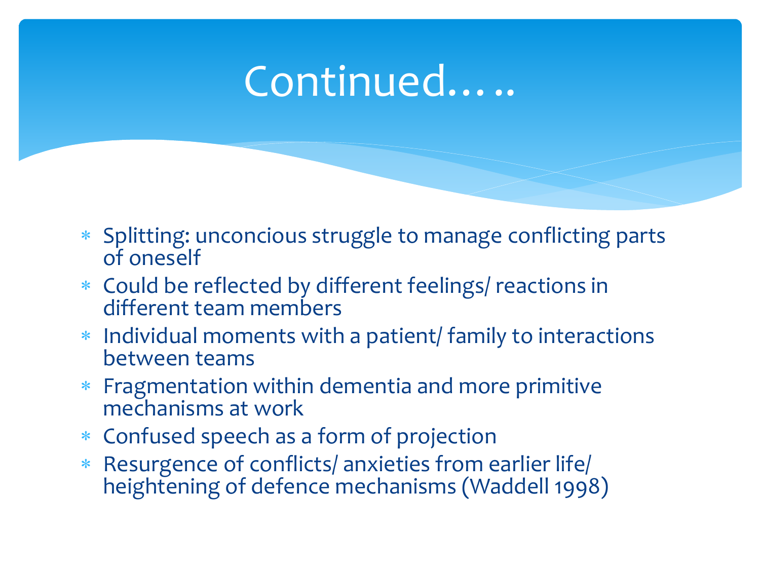# Continued…..

- Splitting: unconcious struggle to manage conflicting parts of oneself
- Could be reflected by different feelings/ reactions in different team members
- Individual moments with a patient/ family to interactions between teams
- Fragmentation within dementia and more primitive mechanisms at work
- Confused speech as a form of projection
- Resurgence of conflicts/ anxieties from earlier life/ heightening of defence mechanisms (Waddell 1998)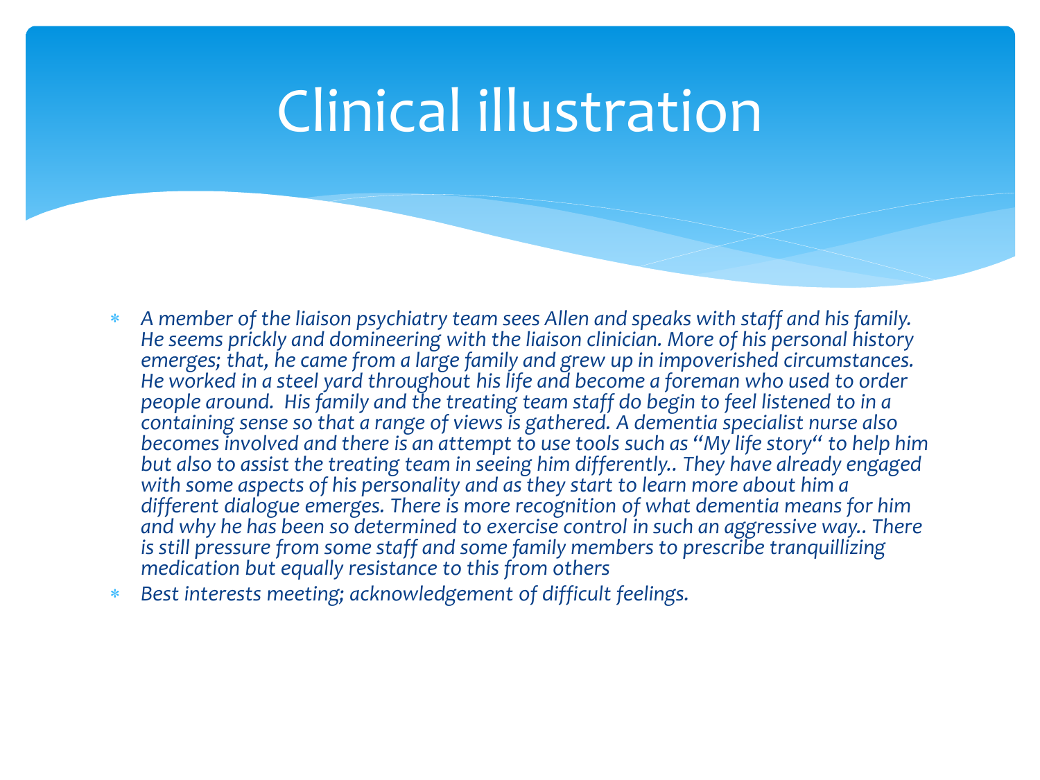# Clinical illustration

- *A member of the liaison psychiatry team sees Allen and speaks with staff and his family. He seems prickly and domineering with the liaison clinician. More of his personal history emerges; that, he came from a large family and grew up in impoverished circumstances. He worked in a steel yard throughout his life and become a foreman who used to order people around. His family and the treating team staff do begin to feel listened to in a containing sense so that a range of views is gathered. A dementia specialist nurse also becomes involved and there is an attempt to use tools such as "My life story" to help him but also to assist the treating team in seeing him differently.. They have already engaged with some aspects of his personality and as they start to learn more about him a different dialogue emerges. There is more recognition of what dementia means for him and why he has been so determined to exercise control in such an aggressive way.. There is still pressure from some staff and some family members to prescribe tranquillizing medication but equally resistance to this from others*
- *Best interests meeting; acknowledgement of difficult feelings.*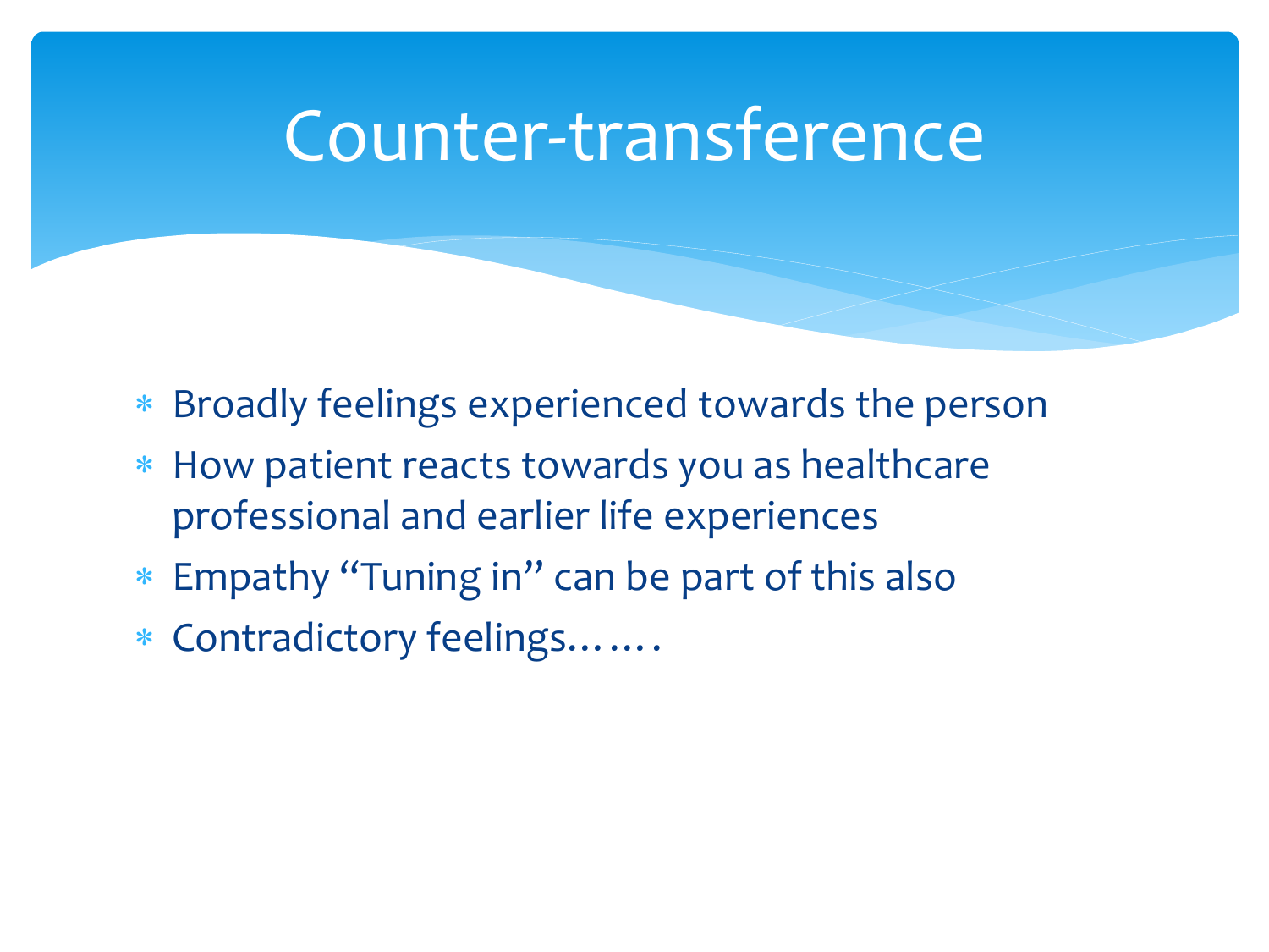# Counter-transference

- Broadly feelings experienced towards the person
- How patient reacts towards you as healthcare professional and earlier life experiences
- Empathy “Tuning in” can be part of this also
- Contradictory feelings…….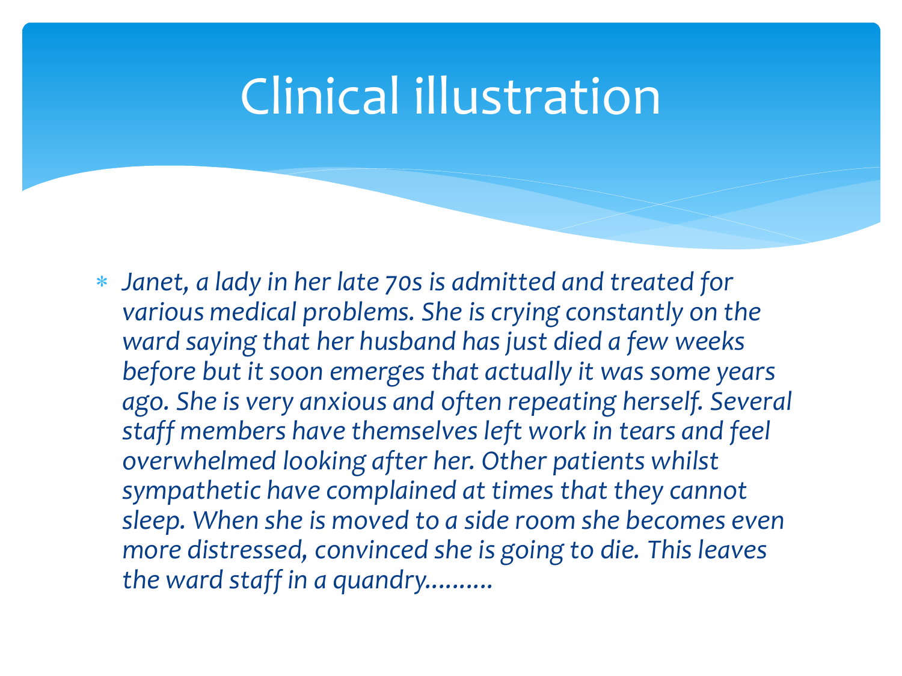# Clinical illustration

- *Janet, a lady in her late 70s is admitted and treated for various medical problems. She is crying constantly on the ward saying that her husband has just died a few weeks before but it soon emerges that actually it was some years ago. She is very anxious and often repeating herself. Several staff members have themselves left work in tears and feel overwhelmed looking after her. Other patients whilst sympathetic have complained at times that they cannot sleep. When she is moved to a side room she becomes even more distressed, convinced she is going to die. This leaves the ward staff in a quandry……….*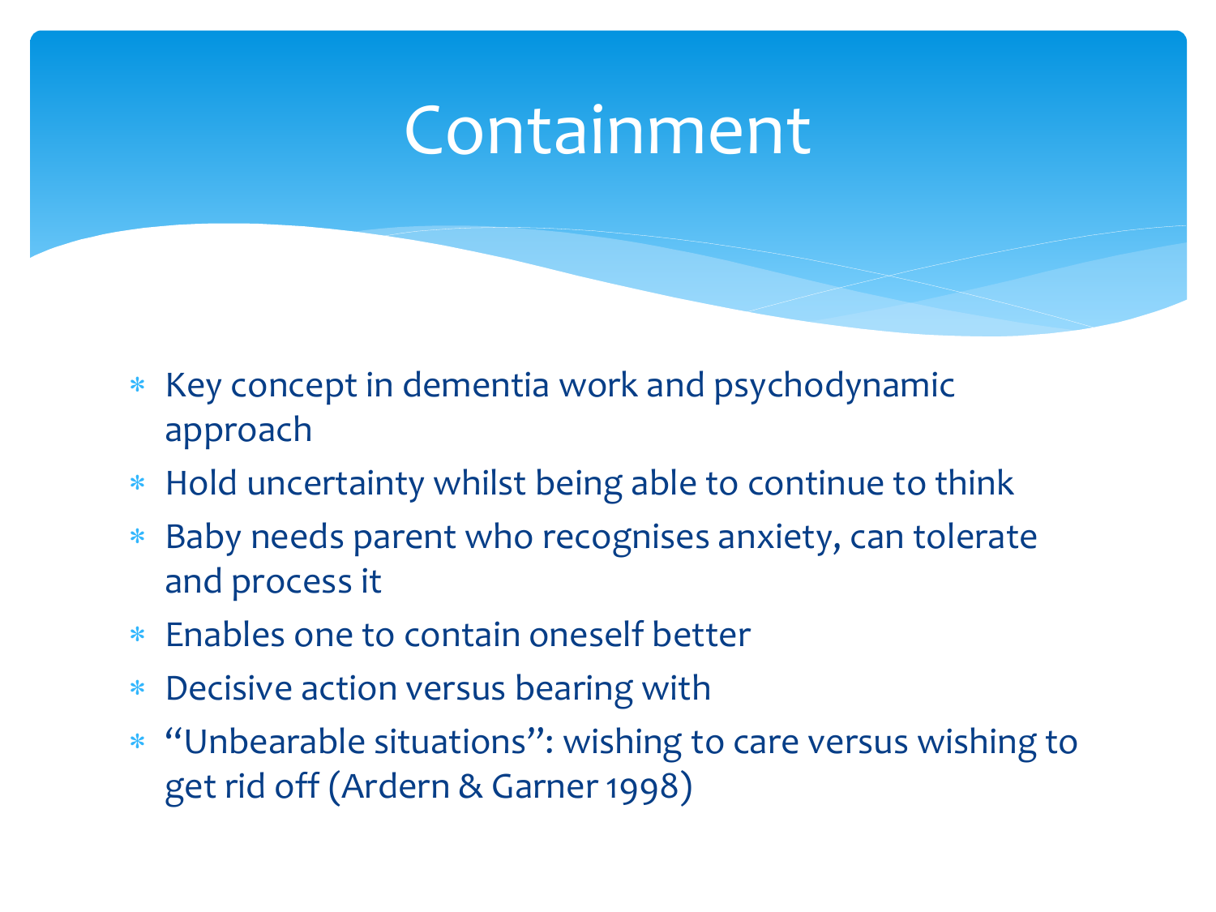# Containment

- Key concept in dementia work and psychodynamic approach
- Hold uncertainty whilst being able to continue to think
- Baby needs parent who recognises anxiety, can tolerate and process it
- Enables one to contain oneself better
- Decisive action versus bearing with
- "Unbearable situations": wishing to care versus wishing to get rid off (Ardern & Garner 1998)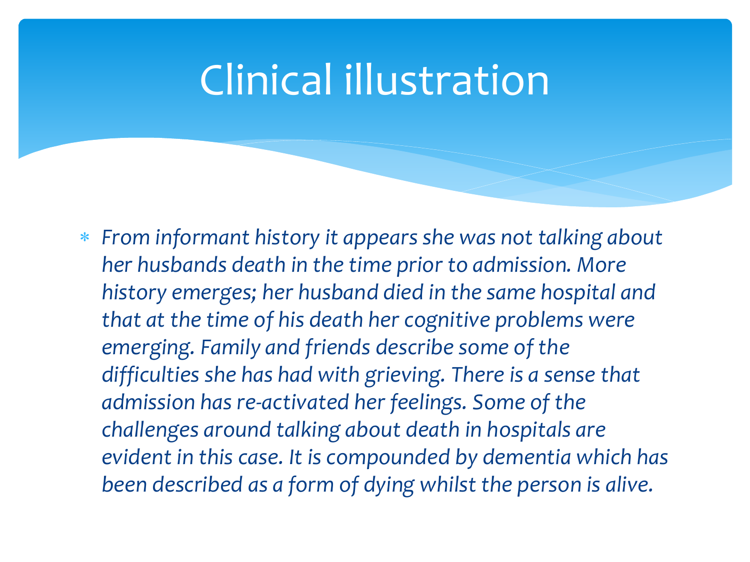# Clinical illustration

- *From informant history it appears she was not talking about her husbands death in the time prior to admission. More history emerges; her husband died in the same hospital and that at the time of his death her cognitive problems were emerging. Family and friends describe some of the difficulties she has had with grieving. There is a sense that admission has re-activated her feelings. Some of the challenges around talking about death in hospitals are evident in this case. It is compounded by dementia which has been described as a form of dying whilst the person is alive.*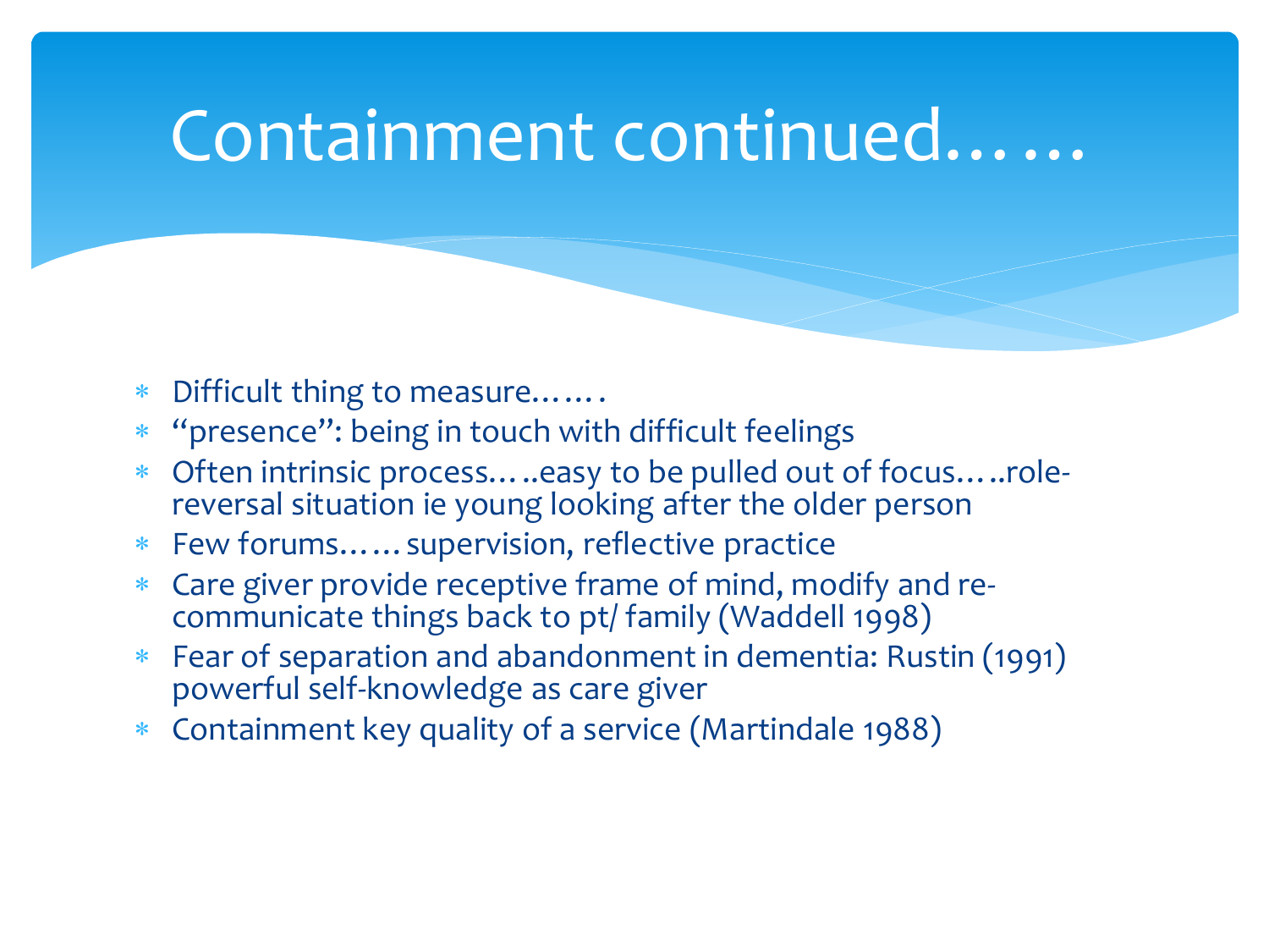# Containment continued……

- Difficult thing to measure…….
- "presence": being in touch with difficult feelings
- Often intrinsic process…..easy to be pulled out of focus…..role-reversal situation ie young looking after the older person
- Few forums……supervision, reflective practice
- Care giver provide receptive frame of mind, modify and re-communicate things back to pt/ family (Waddell 1998)
- Fear of separation and abandonment in dementia: Rustin (1991) powerful self-knowledge as care giver
- Containment key quality of a service (Martindale 1988)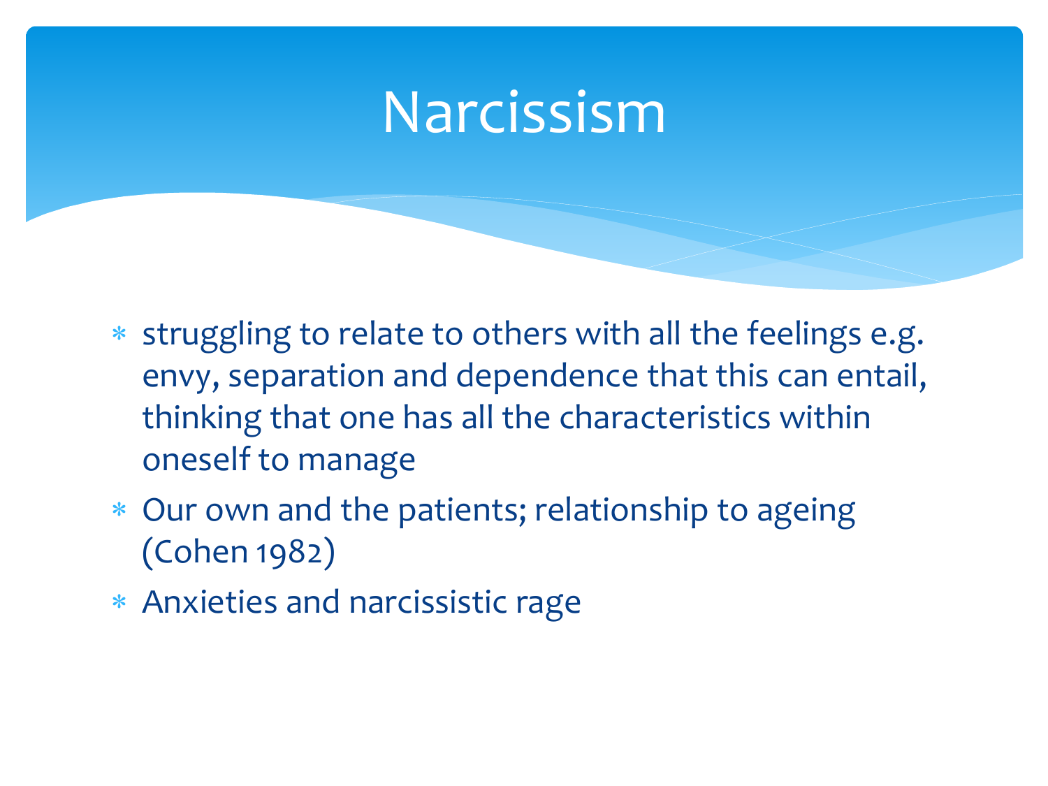# Narcissism

- struggling to relate to others with all the feelings e.g. envy, separation and dependence that this can entail, thinking that one has all the characteristics within oneself to manage
- Our own and the patients; relationship to ageing (Cohen 1982)
- Anxieties and narcissistic rage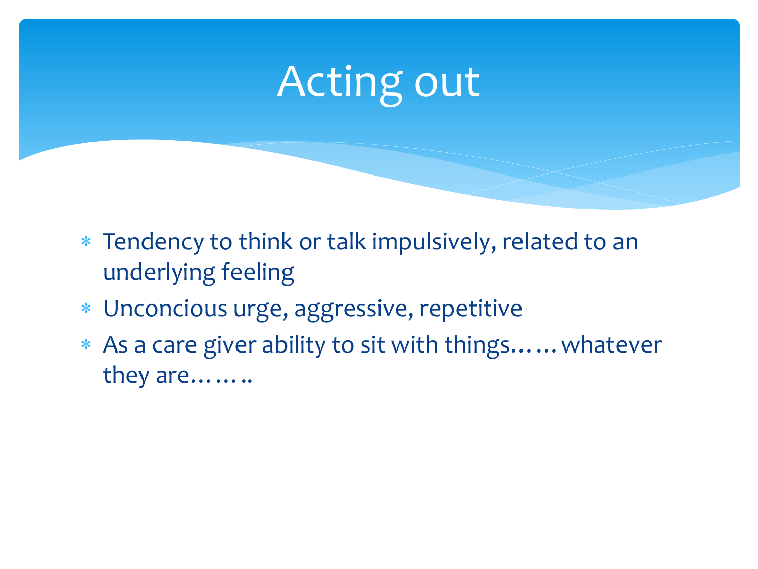# Acting out

- Tendency to think or talk impulsively, related to an underlying feeling
- Unconcious urge, aggressive, repetitive
- As a care giver ability to sit with things……whatever they are……..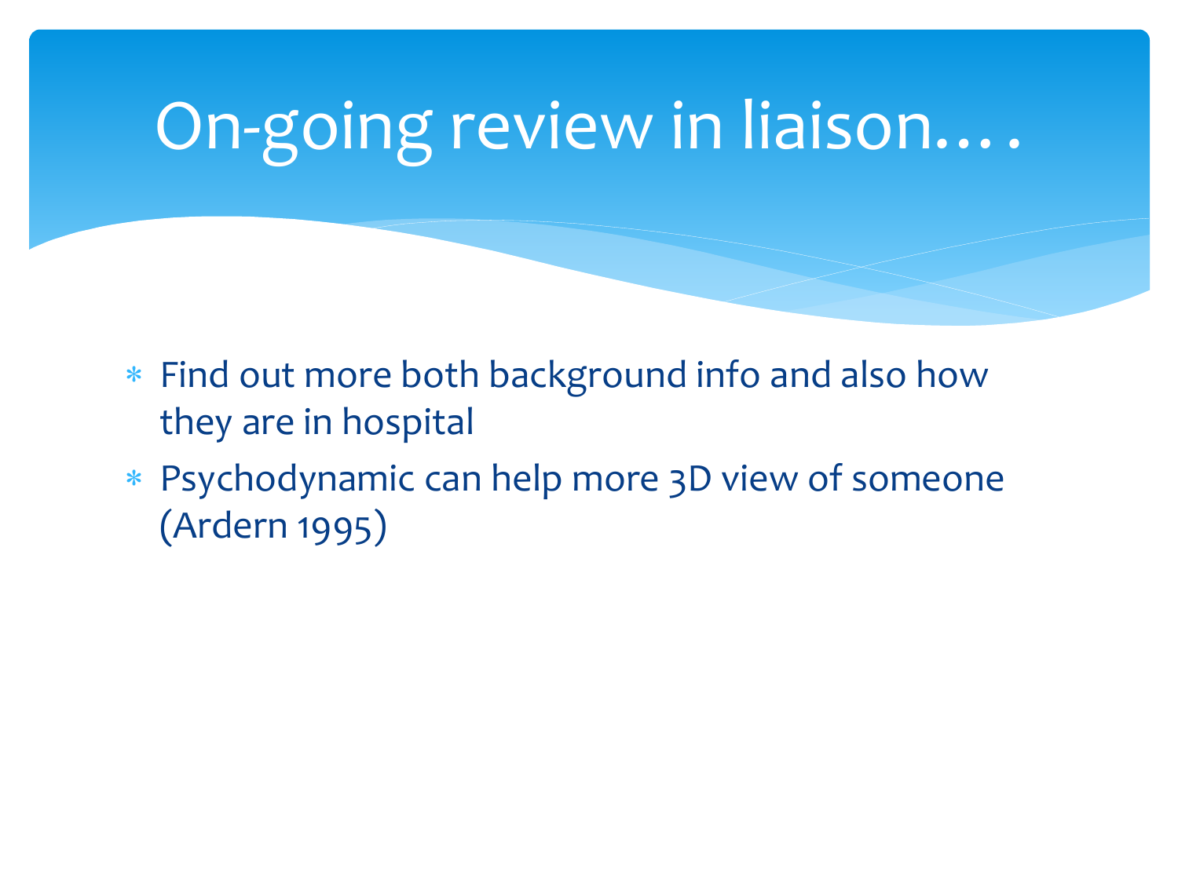# On-going review in liaison….

- Find out more both background info and also how they are in hospital
- Psychodynamic can help more 3D view of someone (Ardern 1995)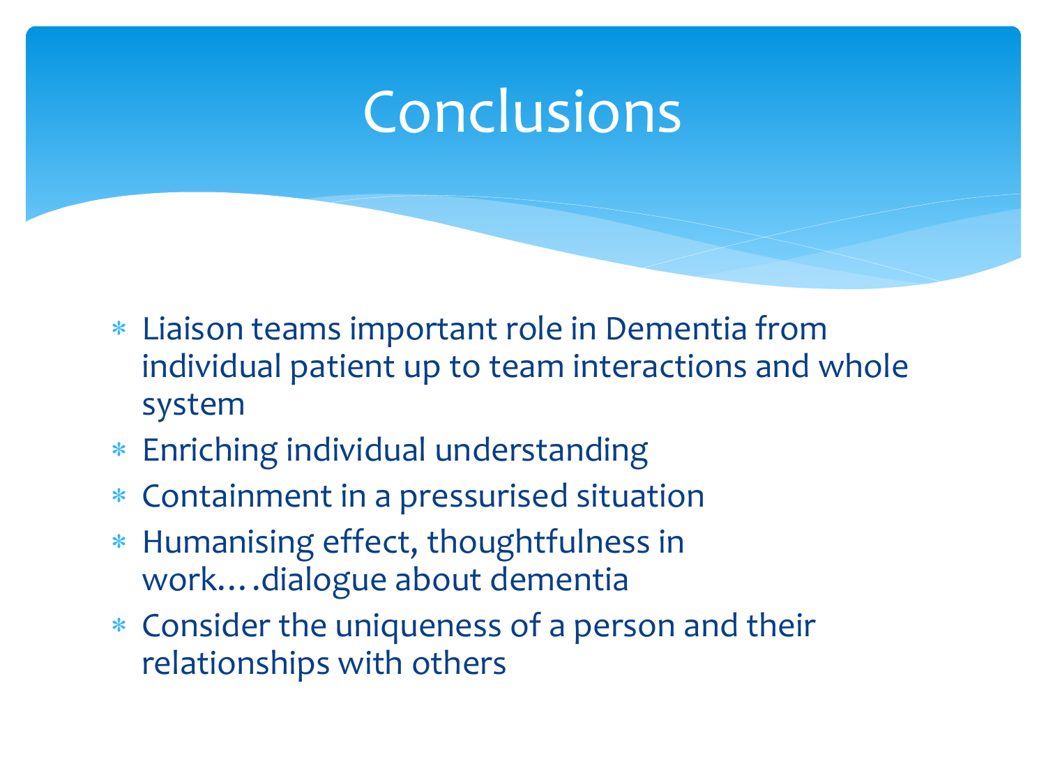# Conclusions

- Liaison teams important role in Dementia from individual patient up to team interactions and whole system
- Enriching individual understanding
- Containment in a pressurised situation
- Humanising effect, thoughtfulness in work….dialogue about dementia
- Consider the uniqueness of a person and their relationships with others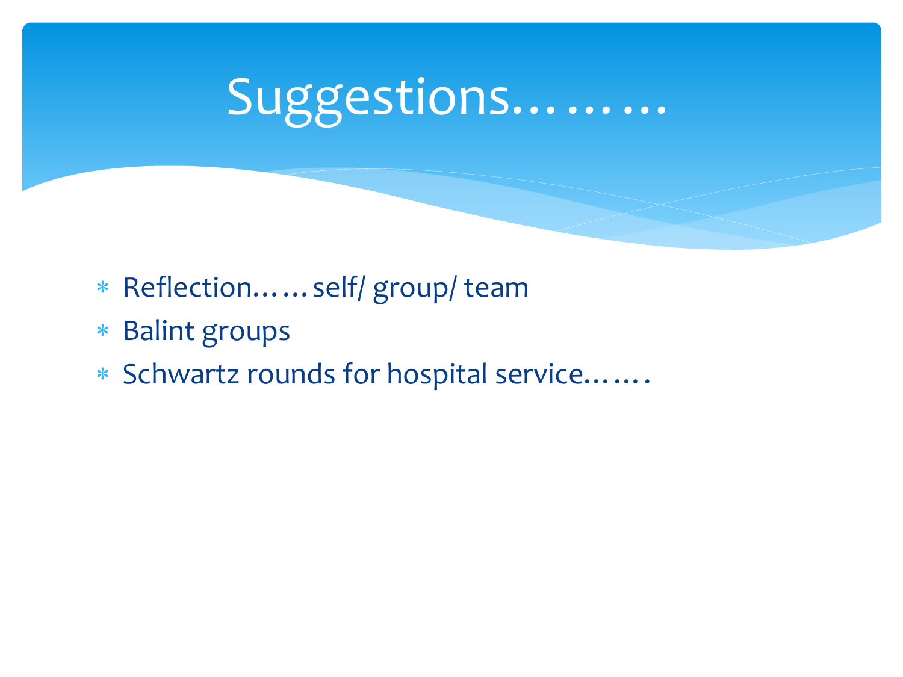# Suggestions………

* Reflection……self/ group/ team
* Balint groups
* Schwartz rounds for hospital service…….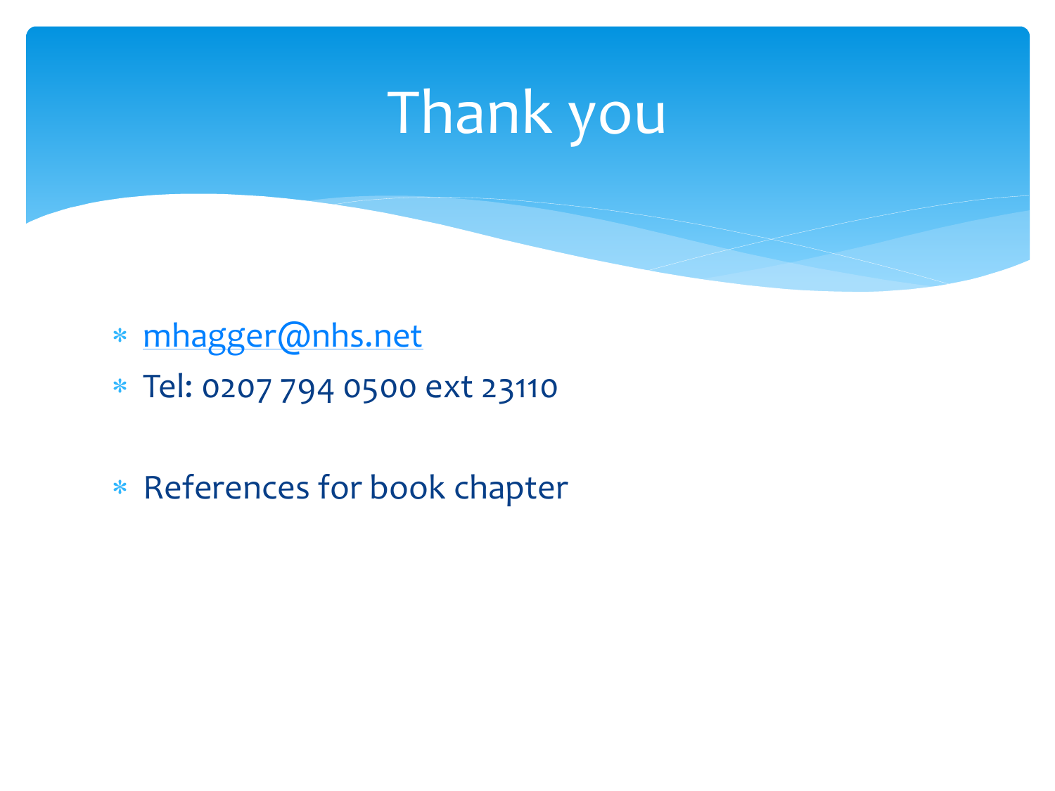# Thank you

* [mhagger@nhs.net](mailto:mhagger@nhs.net)
* Tel: 0207 794 0500 ext 23110

* References for book chapter